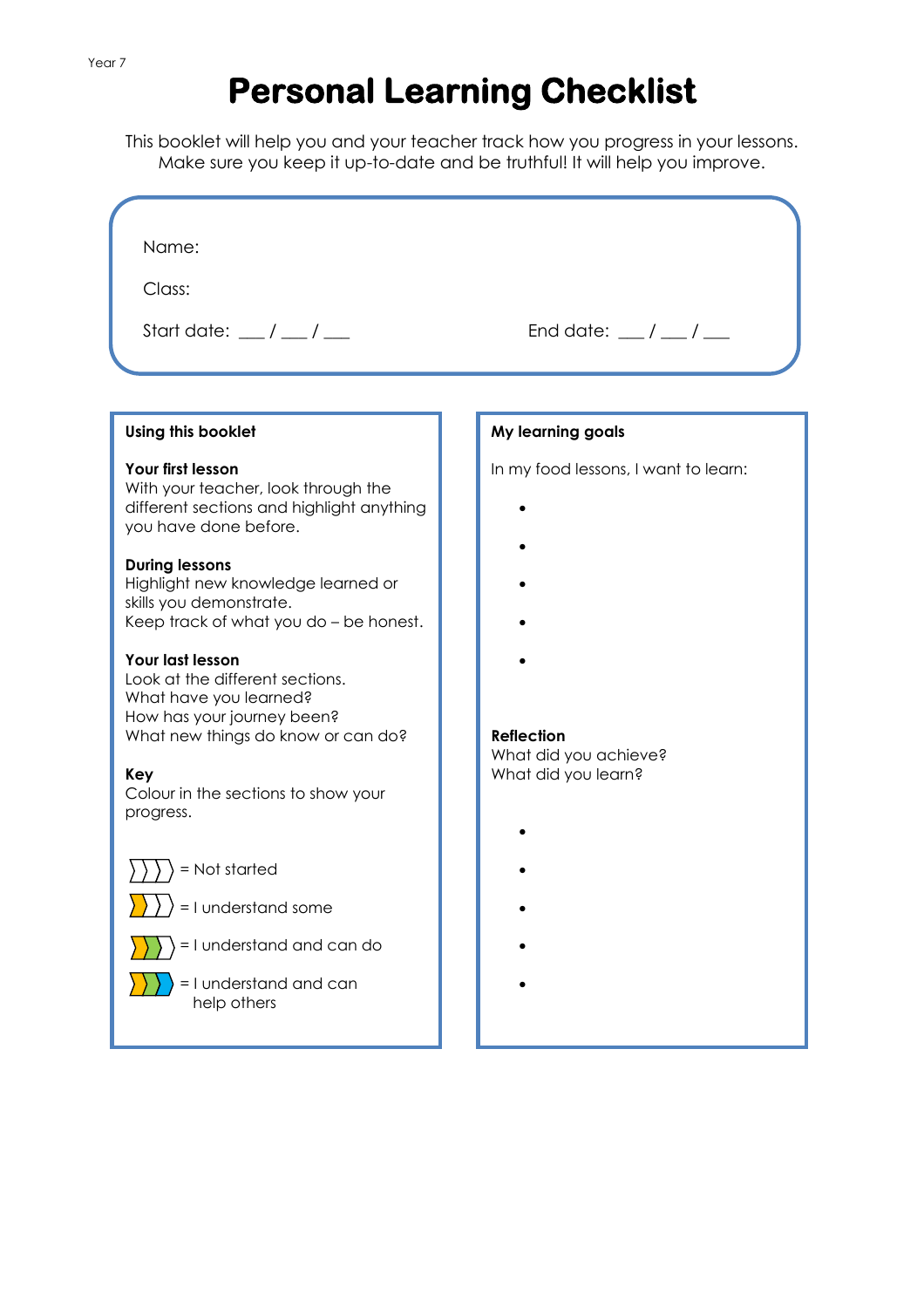Year 7

# Personal Learning Checklist

This booklet will help you and your teacher track how you progress in your lessons.
Make sure you keep it up-to-date and be truthful! It will help you improve.

Name:

Class:

Start date: ___ / ___ / ___

End date: ___ / ___ / ___

**Using this booklet**

**Your first lesson**
With your teacher, look through the different sections and highlight anything you have done before.

**During lessons**
Highlight new knowledge learned or skills you demonstrate.
Keep track of what you do – be honest.

**Your last lesson**
Look at the different sections.
What have you learned?
How has your journey been?
What new things do know or can do?

**Key**
Colour in the sections to show your progress.

- = Not started
- = I understand some
- = I understand and can do
- = I understand and can help others

**My learning goals**

In my food lessons, I want to learn:

- 
- 
- 
- 
- 

**Reflection**
What did you achieve?
What did you learn?

- 
- 
- 
- 
-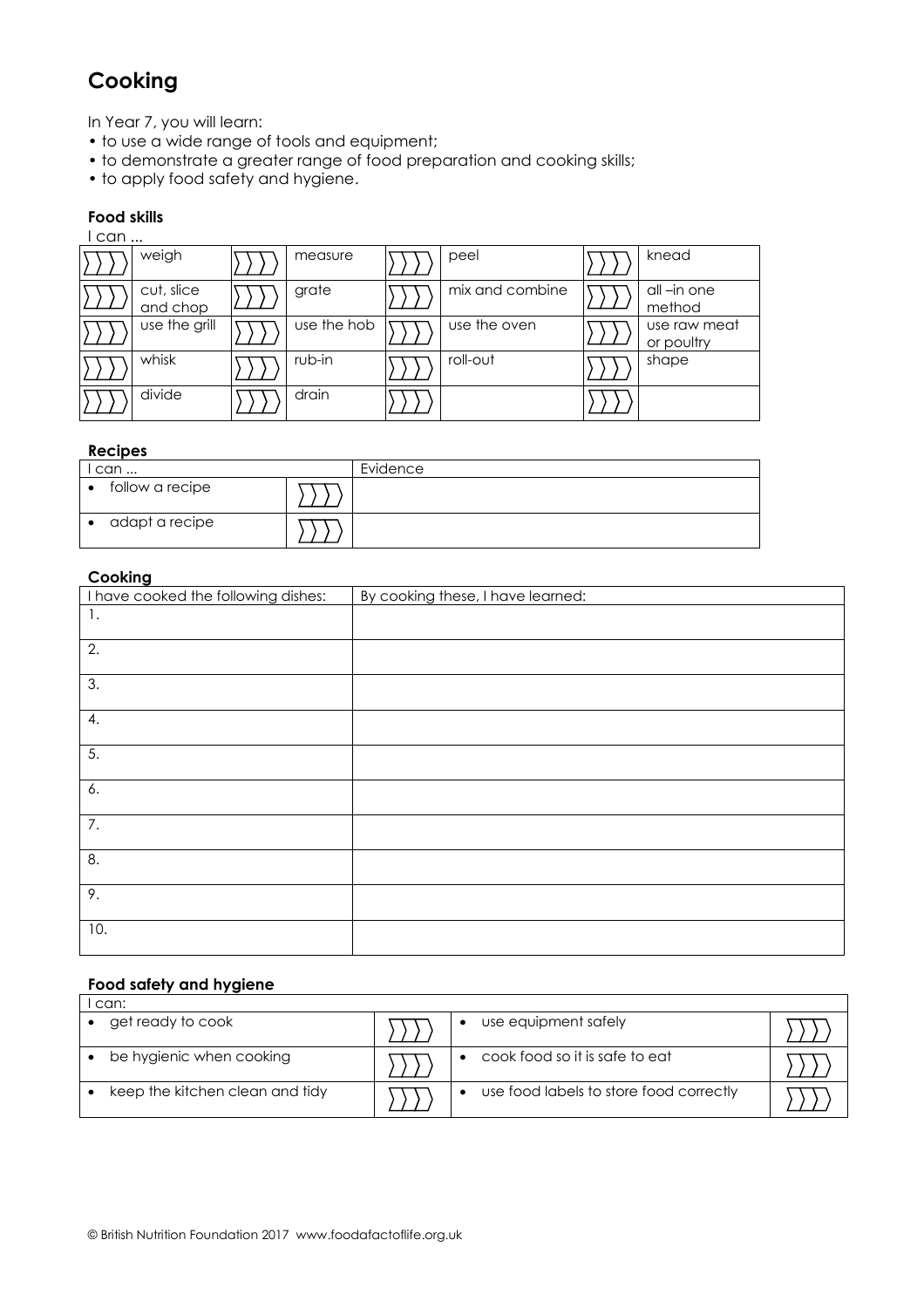# Cooking

In Year 7, you will learn:

- to use a wide range of tools and equipment;
- to demonstrate a greater range of food preparation and cooking skills;
- to apply food safety and hygiene.

### Food skills

I can ...

| | | | | | | | |
|---|---|---|---|---|---|---|---|
| | weigh | | measure | | peel | | knead |
| | cut, slice and chop | | grate | | mix and combine | | all –in one method |
| | use the grill | | use the hob | | use the oven | | use raw meat or poultry |
| | whisk | | rub-in | | roll-out | | shape |
| | divide | | drain | | | | |

### Recipes

| I can ... | | Evidence |
|---|---|---|
| • follow a recipe | | |
| • adapt a recipe | | |

### Cooking

| I have cooked the following dishes: | By cooking these, I have learned: |
|---|---|
| 1. | |
| 2. | |
| 3. | |
| 4. | |
| 5. | |
| 6. | |
| 7. | |
| 8. | |
| 9. | |
| 10. | |

### Food safety and hygiene

| I can: | | | |
|---|---|---|---|
| • get ready to cook | | • use equipment safely | |
| • be hygienic when cooking | | • cook food so it is safe to eat | |
| • keep the kitchen clean and tidy | | • use food labels to store food correctly | |

© British Nutrition Foundation 2017 www.foodafactoflife.org.uk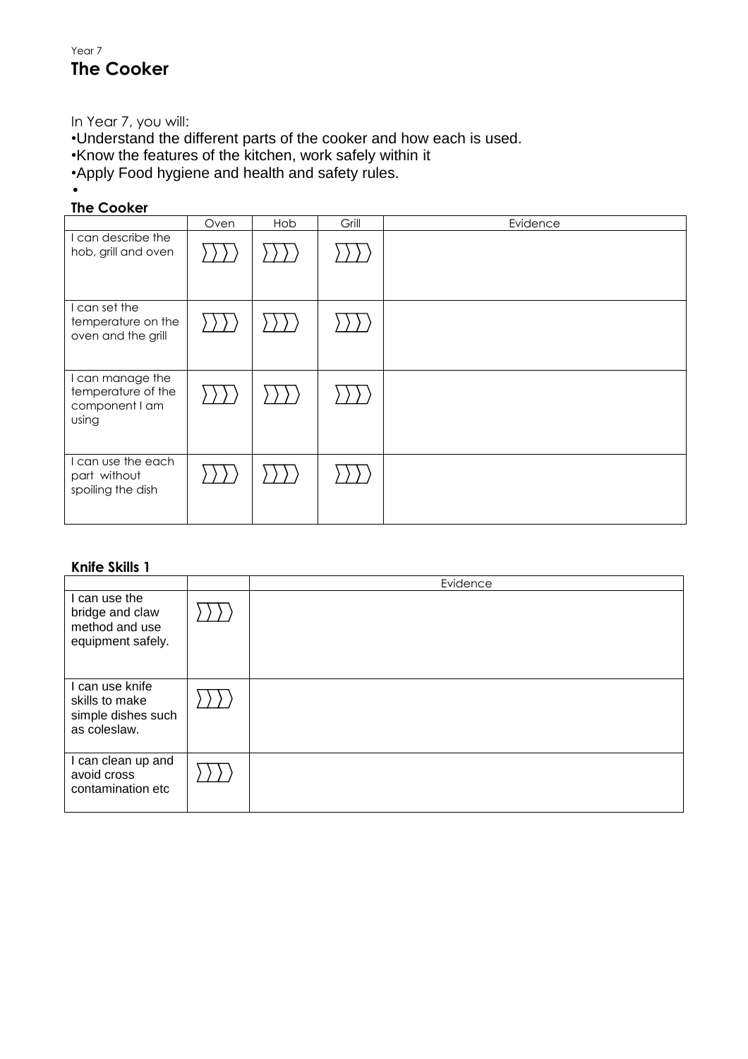Year 7

# The Cooker

In Year 7, you will:

- Understand the different parts of the cooker and how each is used.
- Know the features of the kitchen, work safely within it
- Apply Food hygiene and health and safety rules.
- 

**The Cooker**

| | Oven | Hob | Grill | Evidence |
|---|---|---|---|---|
| I can describe the hob, grill and oven | 〉〉〉〉 | 〉〉〉〉 | 〉〉〉〉 | |
| I can set the temperature on the oven and the grill | 〉〉〉〉 | 〉〉〉〉 | 〉〉〉〉 | |
| I can manage the temperature of the component I am using | 〉〉〉〉 | 〉〉〉〉 | 〉〉〉〉 | |
| I can use the each part without spoiling the dish | 〉〉〉〉 | 〉〉〉〉 | 〉〉〉〉 | |

**Knife Skills 1**

| | | Evidence |
|---|---|---|
| I can use the bridge and claw method and use equipment safely. | 〉〉〉〉 | |
| I can use knife skills to make simple dishes such as coleslaw. | 〉〉〉〉 | |
| I can clean up and avoid cross contamination etc | 〉〉〉〉 | |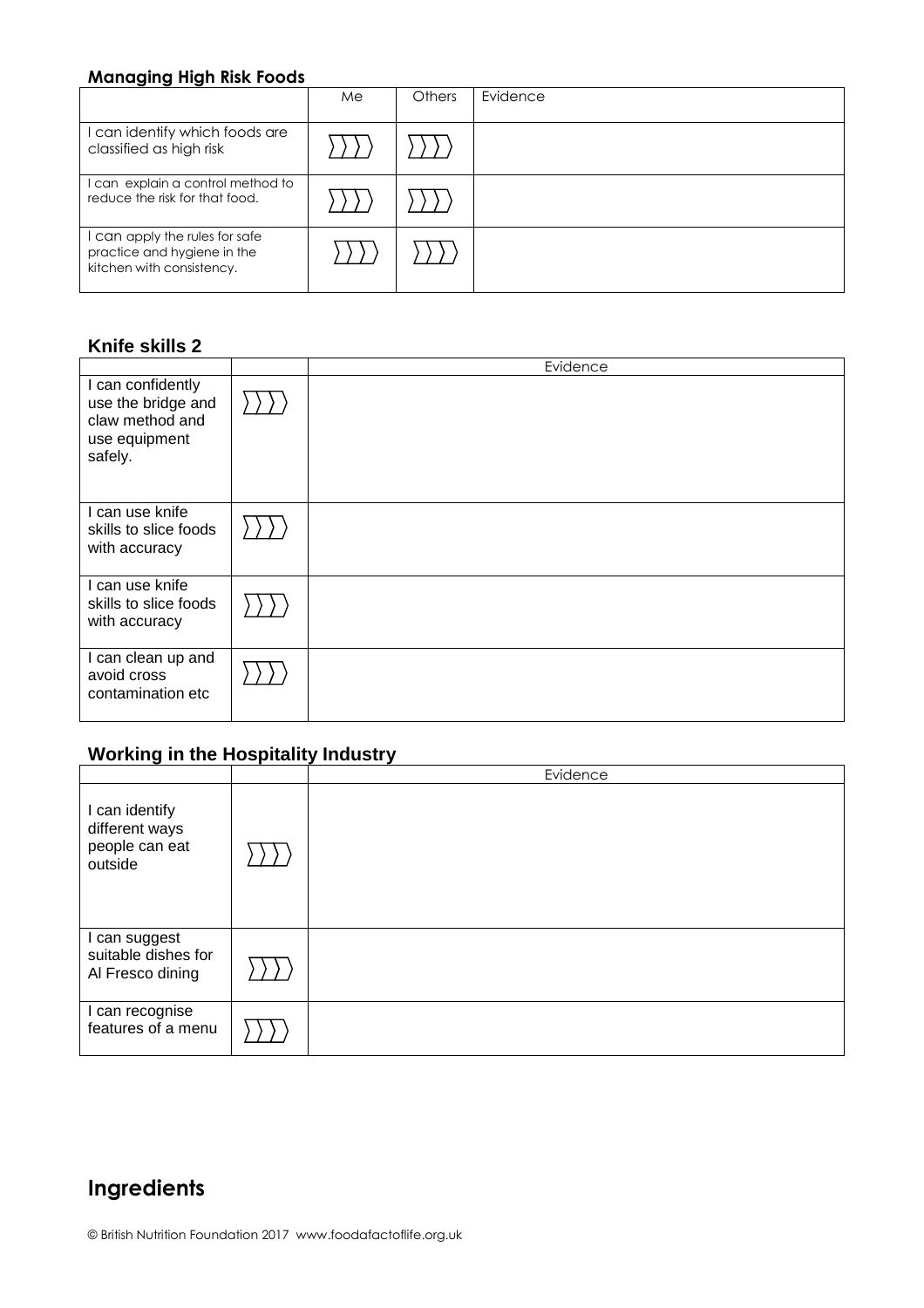**Managing High Risk Foods**

| | Me | Others | Evidence |
|---|---|---|---|
| I can identify which foods are classified as high risk | 〉〉〉〉 | 〉〉〉〉 | |
| I can explain a control method to reduce the risk for that food. | 〉〉〉〉 | 〉〉〉〉 | |
| I can apply the rules for safe practice and hygiene in the kitchen with consistency. | 〉〉〉〉 | 〉〉〉〉 | |

**Knife skills 2**

| | | Evidence |
|---|---|---|
| I can confidently use the bridge and claw method and use equipment safely. | 〉〉〉〉 | |
| I can use knife skills to slice foods with accuracy | 〉〉〉〉 | |
| I can use knife skills to slice foods with accuracy | 〉〉〉〉 | |
| I can clean up and avoid cross contamination etc | 〉〉〉〉 | |

**Working in the Hospitality Industry**

| | | Evidence |
|---|---|---|
| I can identify different ways people can eat outside | 〉〉〉〉 | |
| I can suggest suitable dishes for Al Fresco dining | 〉〉〉〉 | |
| I can recognise features of a menu | 〉〉〉〉 | |

## Ingredients

© British Nutrition Foundation 2017 www.foodafactoflife.org.uk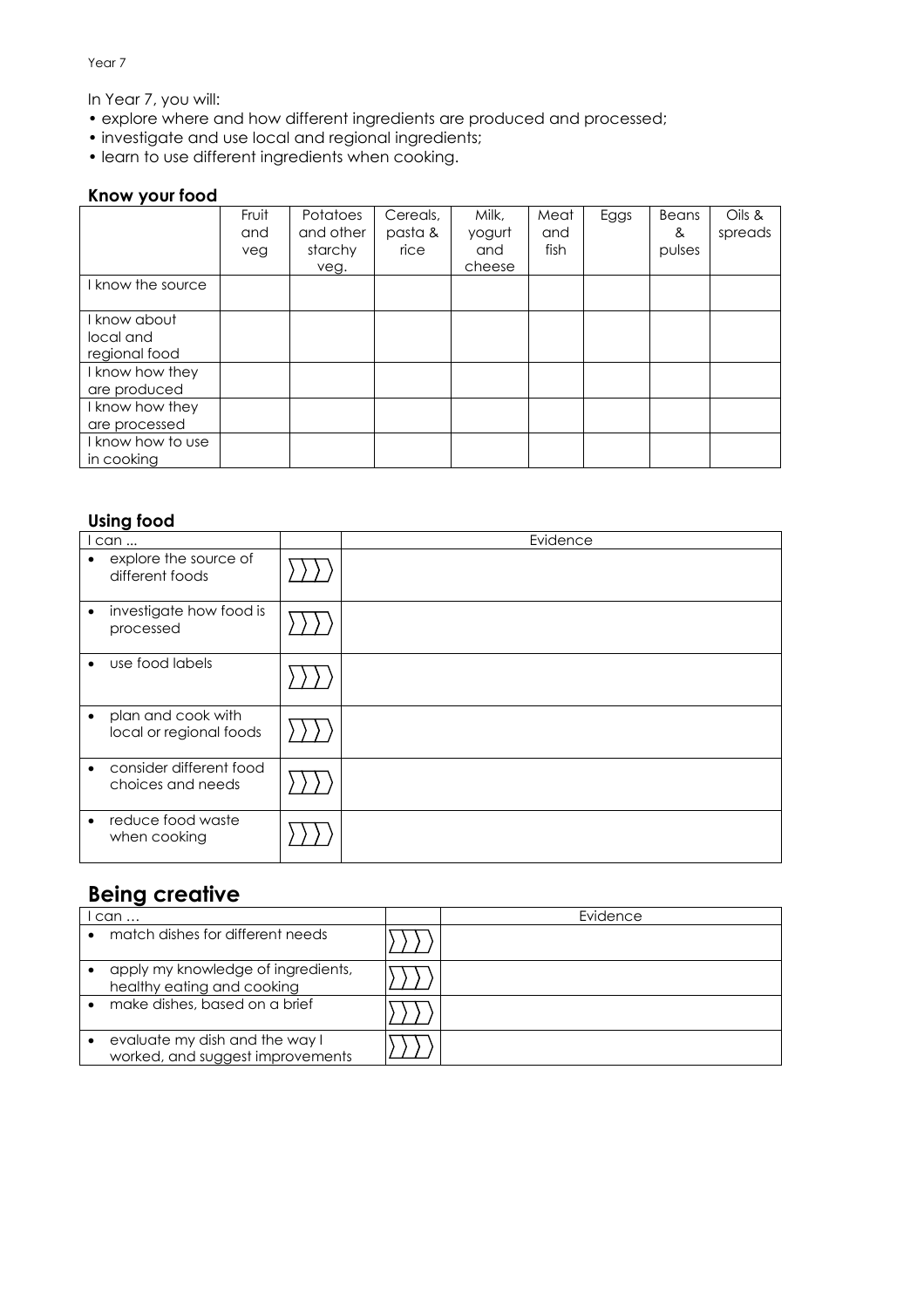Year 7

In Year 7, you will:

- explore where and how different ingredients are produced and processed;
- investigate and use local and regional ingredients;
- learn to use different ingredients when cooking.

### Know your food

| | Fruit and veg | Potatoes and other starchy veg. | Cereals, pasta & rice | Milk, yogurt and cheese | Meat and fish | Eggs | Beans & pulses | Oils & spreads |
|---|---|---|---|---|---|---|---|---|
| I know the source | | | | | | | | |
| I know about local and regional food | | | | | | | | |
| I know how they are produced | | | | | | | | |
| I know how they are processed | | | | | | | | |
| I know how to use in cooking | | | | | | | | |

### Using food

| I can ... | | Evidence |
|---|---|---|
| • explore the source of different foods | | |
| • investigate how food is processed | | |
| • use food labels | | |
| • plan and cook with local or regional foods | | |
| • consider different food choices and needs | | |
| • reduce food waste when cooking | | |

## Being creative

| I can … | | Evidence |
|---|---|---|
| • match dishes for different needs | | |
| • apply my knowledge of ingredients, healthy eating and cooking | | |
| • make dishes, based on a brief | | |
| • evaluate my dish and the way I worked, and suggest improvements | | |